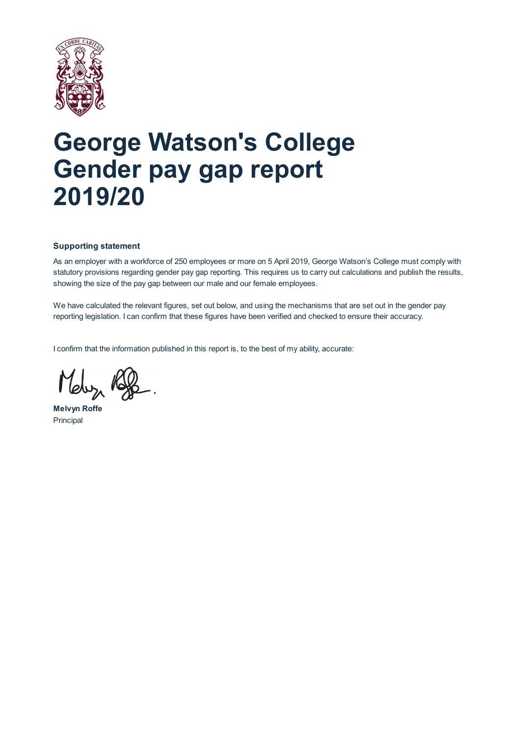# George Watson's College Gender pay gap report 2019/20

**Supporting statement**

As an employer with a workforce of 250 employees or more on 5 April 2019, George Watson's College must comply with statutory provisions regarding gender pay gap reporting. This requires us to carry out calculations and publish the results, showing the size of the pay gap between our male and our female employees.

We have calculated the relevant figures, set out below, and using the mechanisms that are set out in the gender pay reporting legislation. I can confirm that these figures have been verified and checked to ensure their accuracy.

I confirm that the information published in this report is, to the best of my ability, accurate:

**Melvyn Roffe**
Principal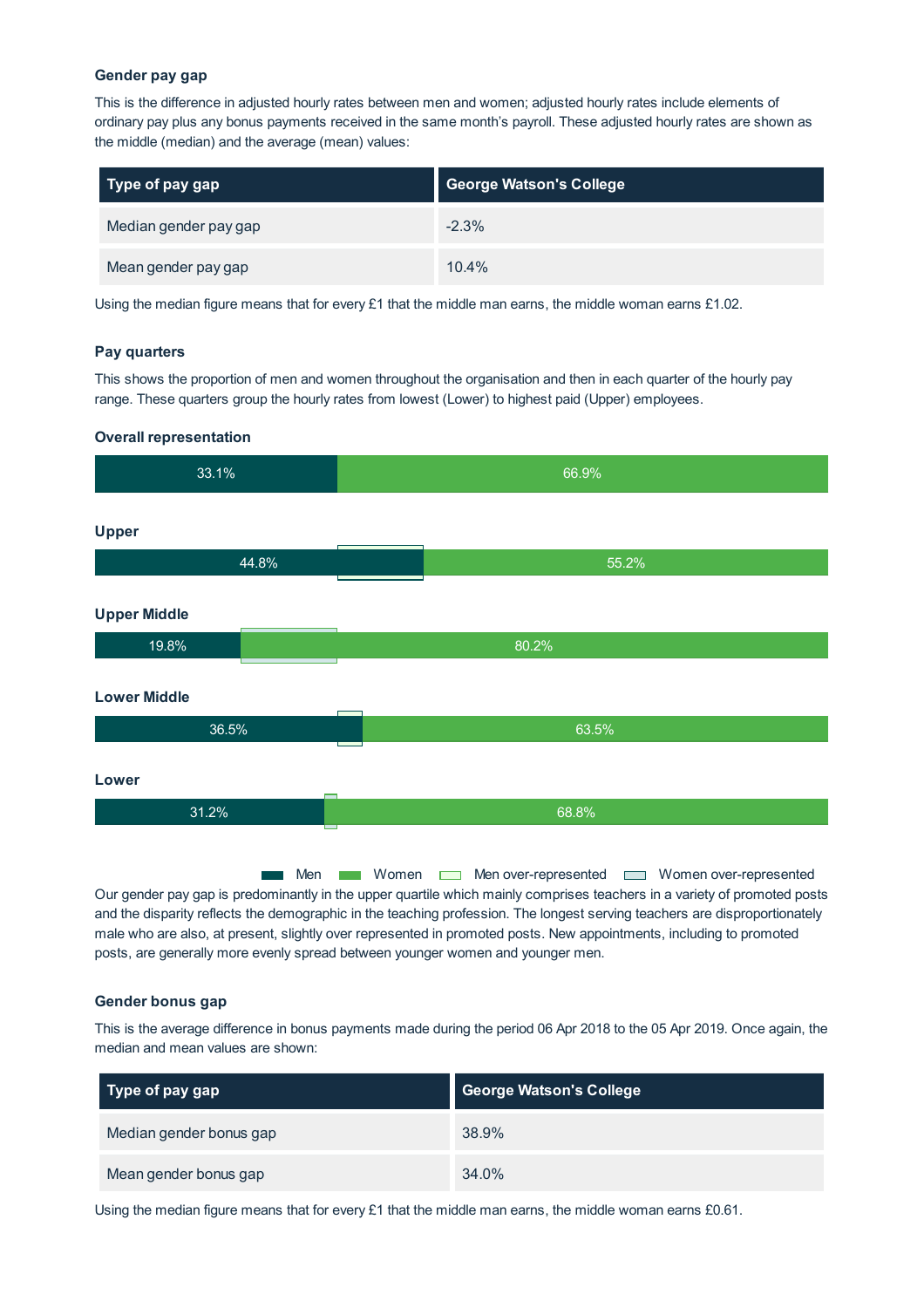### Gender pay gap

This is the difference in adjusted hourly rates between men and women; adjusted hourly rates include elements of ordinary pay plus any bonus payments received in the same month's payroll. These adjusted hourly rates are shown as the middle (median) and the average (mean) values:

| Type of pay gap | George Watson's College |
| --- | --- |
| Median gender pay gap | -2.3% |
| Mean gender pay gap | 10.4% |

Using the median figure means that for every £1 that the middle man earns, the middle woman earns £1.02.

### Pay quarters

This shows the proportion of men and women throughout the organisation and then in each quarter of the hourly pay range. These quarters group the hourly rates from lowest (Lower) to highest paid (Upper) employees.

**Overall representation**

33.1% | 66.9%

**Upper**

44.8% | 55.2%

**Upper Middle**

19.8% | 80.2%

**Lower Middle**

36.5% | 63.5%

**Lower**

31.2% | 68.8%

Men | Women | Men over-represented | Women over-represented

Our gender pay gap is predominantly in the upper quartile which mainly comprises teachers in a variety of promoted posts and the disparity reflects the demographic in the teaching profession. The longest serving teachers are disproportionately male who are also, at present, slightly over represented in promoted posts. New appointments, including to promoted posts, are generally more evenly spread between younger women and younger men.

### Gender bonus gap

This is the average difference in bonus payments made during the period 06 Apr 2018 to the 05 Apr 2019. Once again, the median and mean values are shown:

| Type of pay gap | George Watson's College |
| --- | --- |
| Median gender bonus gap | 38.9% |
| Mean gender bonus gap | 34.0% |

Using the median figure means that for every £1 that the middle man earns, the middle woman earns £0.61.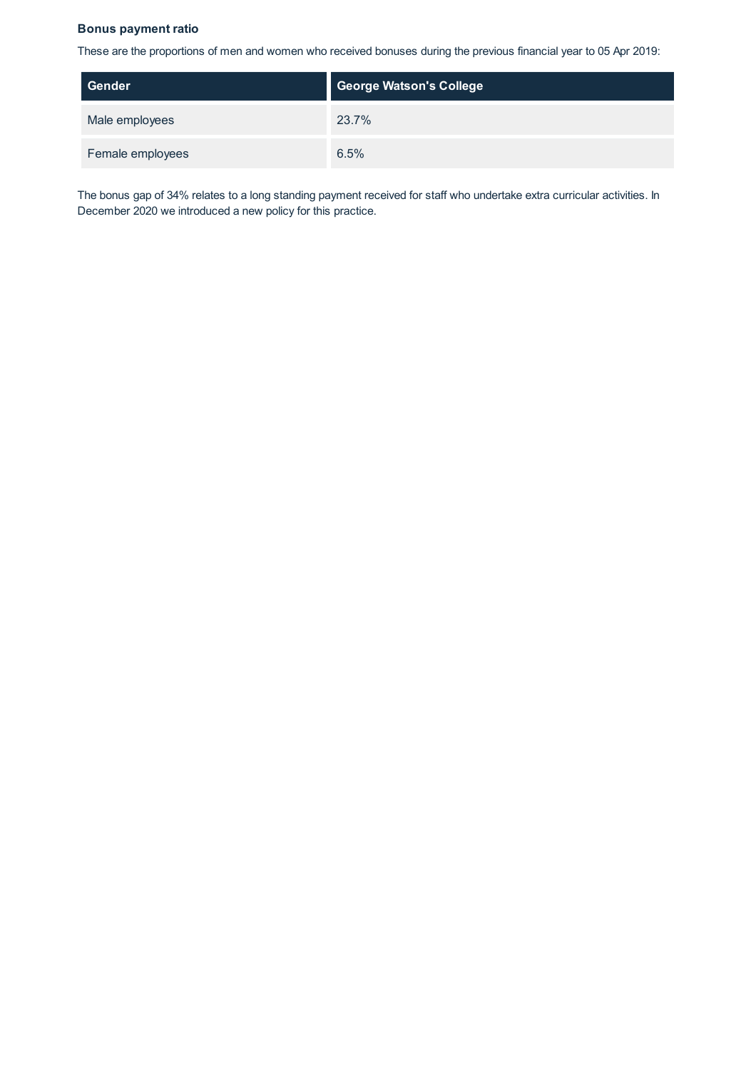### Bonus payment ratio

These are the proportions of men and women who received bonuses during the previous financial year to 05 Apr 2019:

| Gender | George Watson's College |
| --- | --- |
| Male employees | 23.7% |
| Female employees | 6.5% |

The bonus gap of 34% relates to a long standing payment received for staff who undertake extra curricular activities. In December 2020 we introduced a new policy for this practice.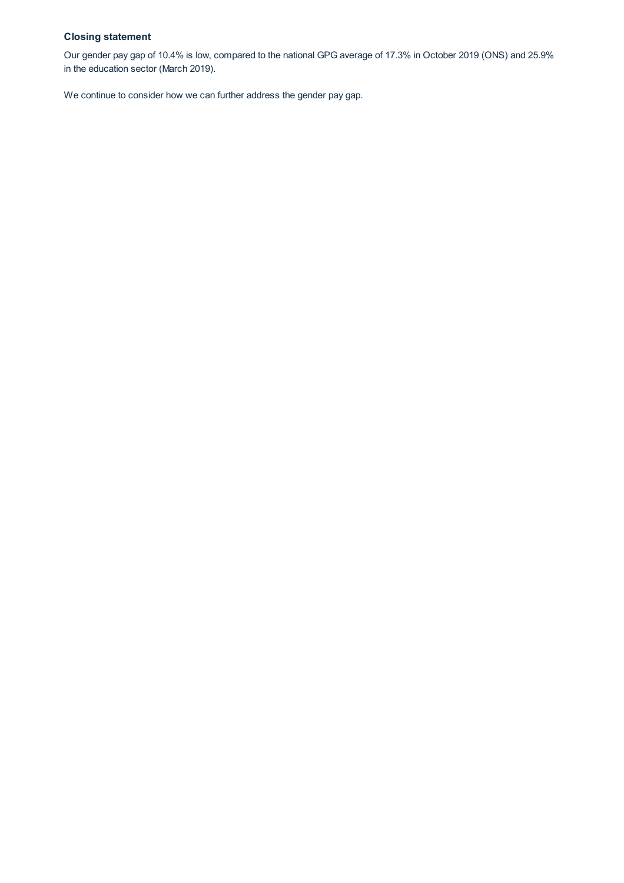### Closing statement

Our gender pay gap of 10.4% is low, compared to the national GPG average of 17.3% in October 2019 (ONS) and 25.9% in the education sector (March 2019).

We continue to consider how we can further address the gender pay gap.